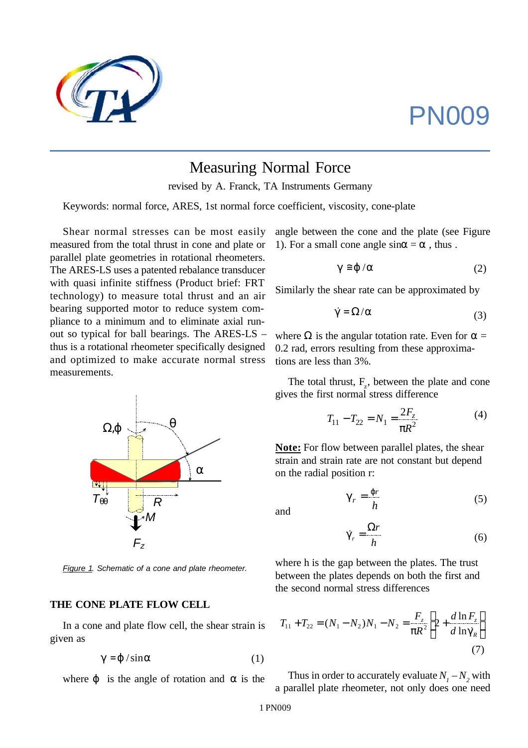# PN009

## Measuring Normal Force

revised by A. Franck, TA Instruments Germany

Keywords: normal force, ARES, 1st normal force coefficient, viscosity, cone-plate

Shear normal stresses can be most easily measured from the total thrust in cone and plate or parallel plate geometries in rotational rheometers. The ARES-LS uses a patented rebalance transducer with quasi infinite stiffness (Product brief: FRT technology) to measure total thrust and an air bearing supported motor to reduce system compliance to a minimum and to eliminate axial run-out so typical for ball bearings. The ARES-LS – thus is a rotational rheometer specifically designed and optimized to make accurate normal stress measurements.

*Figure 1. Schematic of a cone and plate rheometer.*

### THE CONE PLATE FLOW CELL

In a cone and plate flow cell, the shear strain is given as

$$\gamma = \varphi / \sin\alpha \qquad (1)$$

where $\varphi$ is the angle of rotation and $\alpha$ is the angle between the cone and the plate (see Figure 1). For a small cone angle $\sin\alpha = \alpha$, thus .

$$\gamma \cong \varphi / \alpha \qquad (2)$$

Similarly the shear rate can be approximated by

$$\dot{\gamma} = \Omega / \alpha \qquad (3)$$

where $\Omega$ is the angular totation rate. Even for $\alpha$ = 0.2 rad, errors resulting from these approximations are less than 3%.

The total thrust, $F_z$, between the plate and cone gives the first normal stress difference

$$T_{11} - T_{22} = N_1 = \frac{2F_z}{\pi R^2} \qquad (4)$$

**Note:** For flow between parallel plates, the shear strain and strain rate are not constant but depend on the radial position r:

$$\gamma_r = \frac{\varphi r}{h} \qquad (5)$$

and

$$\dot{\gamma}_r = \frac{\Omega r}{h} \qquad (6)$$

where h is the gap between the plates. The trust between the plates depends on both the first and the second normal stress differences

$$T_{11} + T_{22} = (N_1 - N_2) N_1 - N_2 = \frac{F_z}{\pi R^2}\left[2 + \frac{d \ln F_z}{d \ln \gamma_R}\right] \qquad (7)$$

Thus in order to accurately evaluate $N_1 - N_2$ with a parallel plate rheometer, not only does one need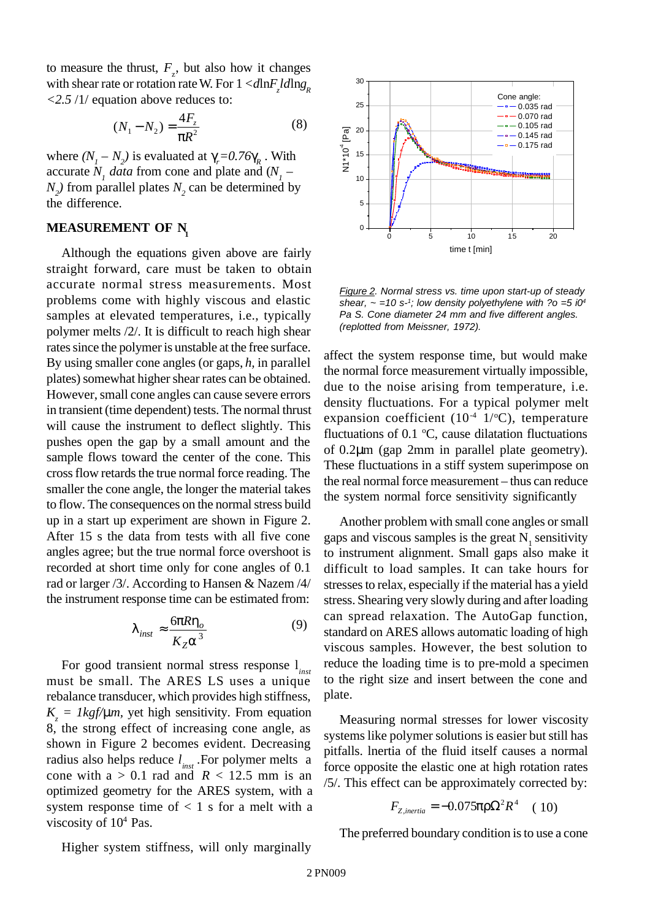to measure the thrust, $F_z$, but also how it changes with shear rate or rotation rate W. For $1 < d\ln F_z / d\ln g_R < 2.5$ /1/ equation above reduces to:

$$(N_1 - N_2) = \frac{4F_z}{\pi R^2} \qquad (8)$$

where $(N_1 - N_2)$ is evaluated at $\gamma_r = 0.76\gamma_R$ . With accurate $N_1$ *data* from cone and plate and $(N_1 - N_2)$ from parallel plates $N_2$ can be determined by the difference.

## MEASUREMENT OF $N_1$

Although the equations given above are fairly straight forward, care must be taken to obtain accurate normal stress measurements. Most problems come with highly viscous and elastic samples at elevated temperatures, i.e., typically polymer melts /2/. It is difficult to reach high shear rates since the polymer is unstable at the free surface. By using smaller cone angles (or gaps, *h,* in parallel plates) somewhat higher shear rates can be obtained. However, small cone angles can cause severe errors in transient (time dependent) tests. The normal thrust will cause the instrument to deflect slightly. This pushes open the gap by a small amount and the sample flows toward the center of the cone. This cross flow retards the true normal force reading. The smaller the cone angle, the longer the material takes to flow. The consequences on the normal stress build up in a start up experiment are shown in Figure 2. After 15 s the data from tests with all five cone angles agree; but the true normal force overshoot is recorded at short time only for cone angles of 0.1 rad or larger /3/. According to Hansen & Nazem /4/ the instrument response time can be estimated from:

$$\lambda_{inst} \approx \frac{6\pi R \eta_o}{K_Z \alpha^3} \qquad (9)$$

For good transient normal stress response $l_{inst}$ must be small. The ARES LS uses a unique rebalance transducer, which provides high stiffness, $K_z = 1 kgf/\mu m$, yet high sensitivity. From equation 8, the strong effect of increasing cone angle, as shown in Figure 2 becomes evident. Decreasing radius also helps reduce $l_{inst}$ .For polymer melts a cone with a > 0.1 rad and $R < 12.5$ mm is an optimized geometry for the ARES system, with a system response time of < 1 s for a melt with a viscosity of $10^4$ Pas.

Higher system stiffness, will only marginally affect the system response time, but would make the normal force measurement virtually impossible, due to the noise arising from temperature, i.e. density fluctuations. For a typical polymer melt expansion coefficient ($10^{-4}$ 1/°C), temperature fluctuations of 0.1 °C, cause dilatation fluctuations of 0.2µm (gap 2mm in parallel plate geometry). These fluctuations in a stiff system superimpose on the real normal force measurement – thus can reduce the system normal force sensitivity significantly

*Figure 2. Normal stress vs. time upon start-up of steady shear, ~ =10 s-¹; low density polyethylene with ?o =5 i0⁴ Pa S. Cone diameter 24 mm and five different angles. (replotted from Meissner, 1972).*

Another problem with small cone angles or small gaps and viscous samples is the great $N_1$ sensitivity to instrument alignment. Small gaps also make it difficult to load samples. It can take hours for stresses to relax, especially if the material has a yield stress. Shearing very slowly during and after loading can spread relaxation. The AutoGap function, standard on ARES allows automatic loading of high viscous samples. However, the best solution to reduce the loading time is to pre-mold a specimen to the right size and insert between the cone and plate.

Measuring normal stresses for lower viscosity systems like polymer solutions is easier but still has pitfalls. Inertia of the fluid itself causes a normal force opposite the elastic one at high rotation rates /5/. This effect can be approximately corrected by:

$$F_{Z,inertia} = -0.075\pi\rho\Omega^2 R^4 \quad (10)$$

The preferred boundary condition is to use a cone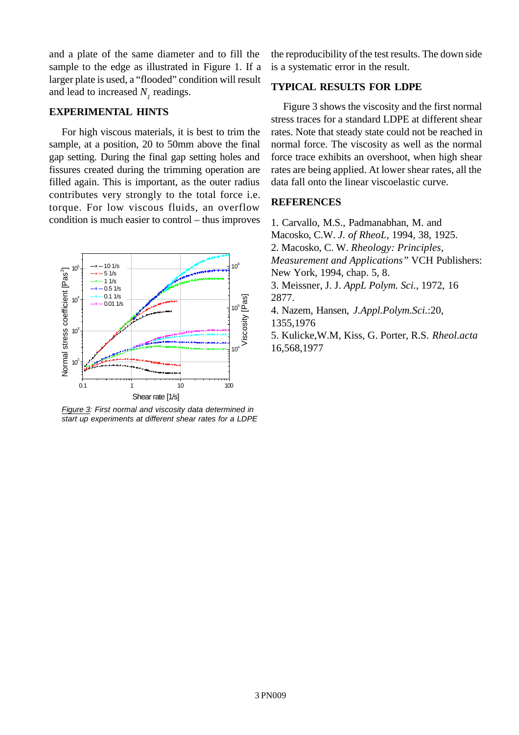and a plate of the same diameter and to fill the sample to the edge as illustrated in Figure 1. If a larger plate is used, a "flooded" condition will result and lead to increased $N_1$ readings.

## EXPERIMENTAL HINTS

For high viscous materials, it is best to trim the sample, at a position, 20 to 50mm above the final gap setting. During the final gap setting holes and fissures created during the trimming operation are filled again. This is important, as the outer radius contributes very strongly to the total force i.e. torque. For low viscous fluids, an overflow condition is much easier to control – thus improves the reproducibility of the test results. The down side is a systematic error in the result.

Normal stress coefficient [Pas$^2$]

Viscosity [Pas]

Shear rate [1/s]

10 1/s
5 1/s
1 1/s
0.5 1/s
0.1 1/s
0.01 1/s

$10^5$
$10^4$
$10^3$
$10^2$

$10^6$
$10^5$
$10^4$

0.1
1
10
100

*Figure 3: First normal and viscosity data determined in start up experiments at different shear rates for a LDPE*

## TYPICAL RESULTS FOR LDPE

Figure 3 shows the viscosity and the first normal stress traces for a standard LDPE at different shear rates. Note that steady state could not be reached in normal force. The viscosity as well as the normal force trace exhibits an overshoot, when high shear rates are being applied. At lower shear rates, all the data fall onto the linear viscoelastic curve.

## REFERENCES

1. Carvallo, M.S., Padmanabhan, M. and Macosko, C.W. *J. of RheoL*, 1994, 38, 1925.
2. Macosko, C. W. *Rheology: Principles, Measurement and Applications"* VCH Publishers: New York, 1994, chap. 5, 8.
3. Meissner, J. J. *AppL Polym. Sci.*, 1972, 16 2877.
4. Nazem, Hansen, *J.Appl.Polym.Sci.*:20, 1355,1976
5. Kulicke,W.M, Kiss, G. Porter, R.S. *Rheol.acta* 16,568,1977